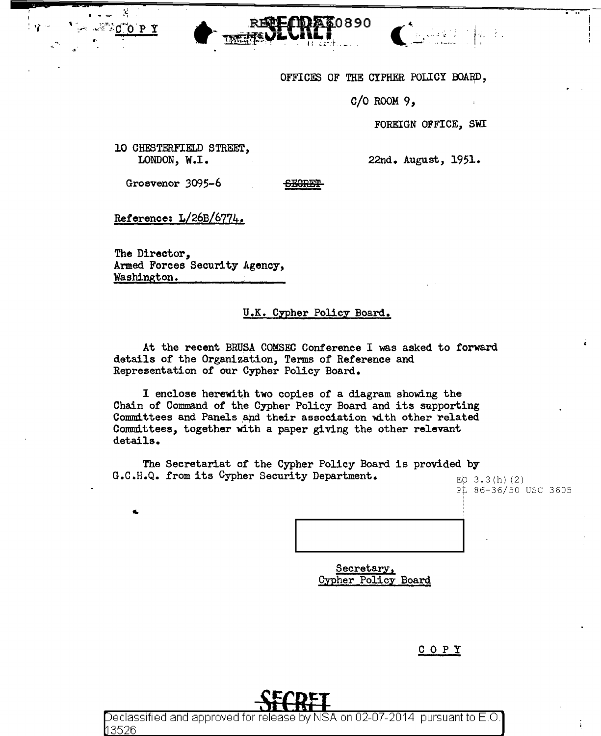C O P Y

SECRET

OFFICES OF THE CYPHER POLICY BOARD,

C/O ROOM 9,

FOREIGN OFFICE, SWI

10 CHESTERFIELD STREET,
LONDON, W.I.

22nd. August, 1951.

Grosvenor 3095-6

~~SECRET~~

Reference: L/26B/6774.

The Director,
Armed Forces Security Agency,
Washington.

U.K. Cypher Policy Board.

At the recent BRUSA COMSEC Conference I was asked to forward details of the Organization, Terms of Reference and Representation of our Cypher Policy Board.

I enclose herewith two copies of a diagram showing the Chain of Command of the Cypher Policy Board and its supporting Committees and Panels and their association with other related Committees, together with a paper giving the other relevant details.

The Secretariat of the Cypher Policy Board is provided by G.C.H.Q. from its Cypher Security Department.

EO 3.3(h)(2)
PL 86-36/50 USC 3605

Secretary,
Cypher Policy Board

C O P Y

SECRET

Declassified and approved for release by NSA on 02-07-2014 pursuant to E.O. 13526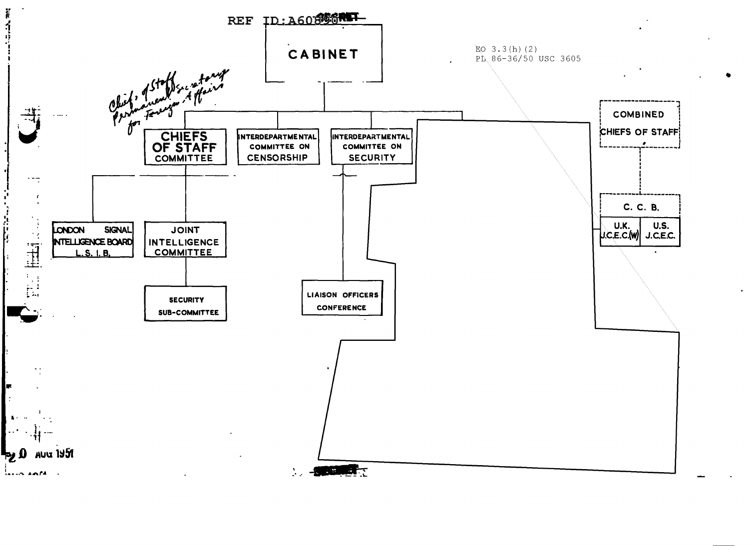REF ID:A60896

SECRET

EO 3.3(h)(2)
PL 86-36/50 USC 3605

CABINET

*Chiefs of Staff*
*Permanent Secretary for Foreign Affairs*

CHIEFS OF STAFF COMMITTEE

INTERDEPARTMENTAL COMMITTEE ON CENSORSHIP

INTERDEPARTMENTAL COMMITTEE ON SECURITY

COMBINED CHIEFS OF STAFF

C. C. B.

U.K. J.C.E.C.(W)

U.S. J.C.E.C.

LONDON SIGNAL INTELLIGENCE BOARD L.S.I.B.

JOINT INTELLIGENCE COMMITTEE

SECURITY SUB-COMMITTEE

LIAISON OFFICERS CONFERENCE

20 AUG 1951

SECRET